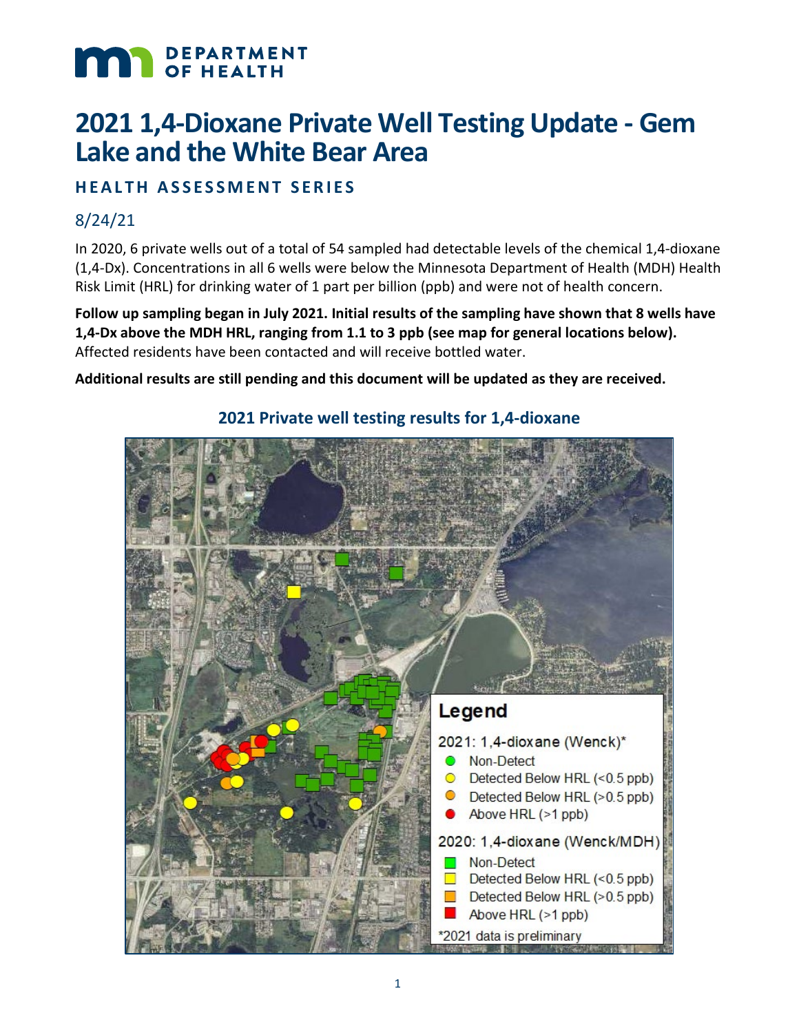DEPARTMENT OF HEALTH

# 2021 1,4-Dioxane Private Well Testing Update - Gem Lake and the White Bear Area

## HEALTH ASSESSMENT SERIES

8/24/21

In 2020, 6 private wells out of a total of 54 sampled had detectable levels of the chemical 1,4-dioxane (1,4-Dx). Concentrations in all 6 wells were below the Minnesota Department of Health (MDH) Health Risk Limit (HRL) for drinking water of 1 part per billion (ppb) and were not of health concern.

**Follow up sampling began in July 2021. Initial results of the sampling have shown that 8 wells have 1,4-Dx above the MDH HRL, ranging from 1.1 to 3 ppb (see map for general locations below).** Affected residents have been contacted and will receive bottled water.

**Additional results are still pending and this document will be updated as they are received.**

### 2021 Private well testing results for 1,4-dioxane

Legend

2021: 1,4-dioxane (Wenck)*
- Non-Detect
- Detected Below HRL (<0.5 ppb)
- Detected Below HRL (>0.5 ppb)
- Above HRL (>1 ppb)

2020: 1,4-dioxane (Wenck/MDH)
- Non-Detect
- Detected Below HRL (<0.5 ppb)
- Detected Below HRL (>0.5 ppb)
- Above HRL (>1 ppb)

*2021 data is preliminary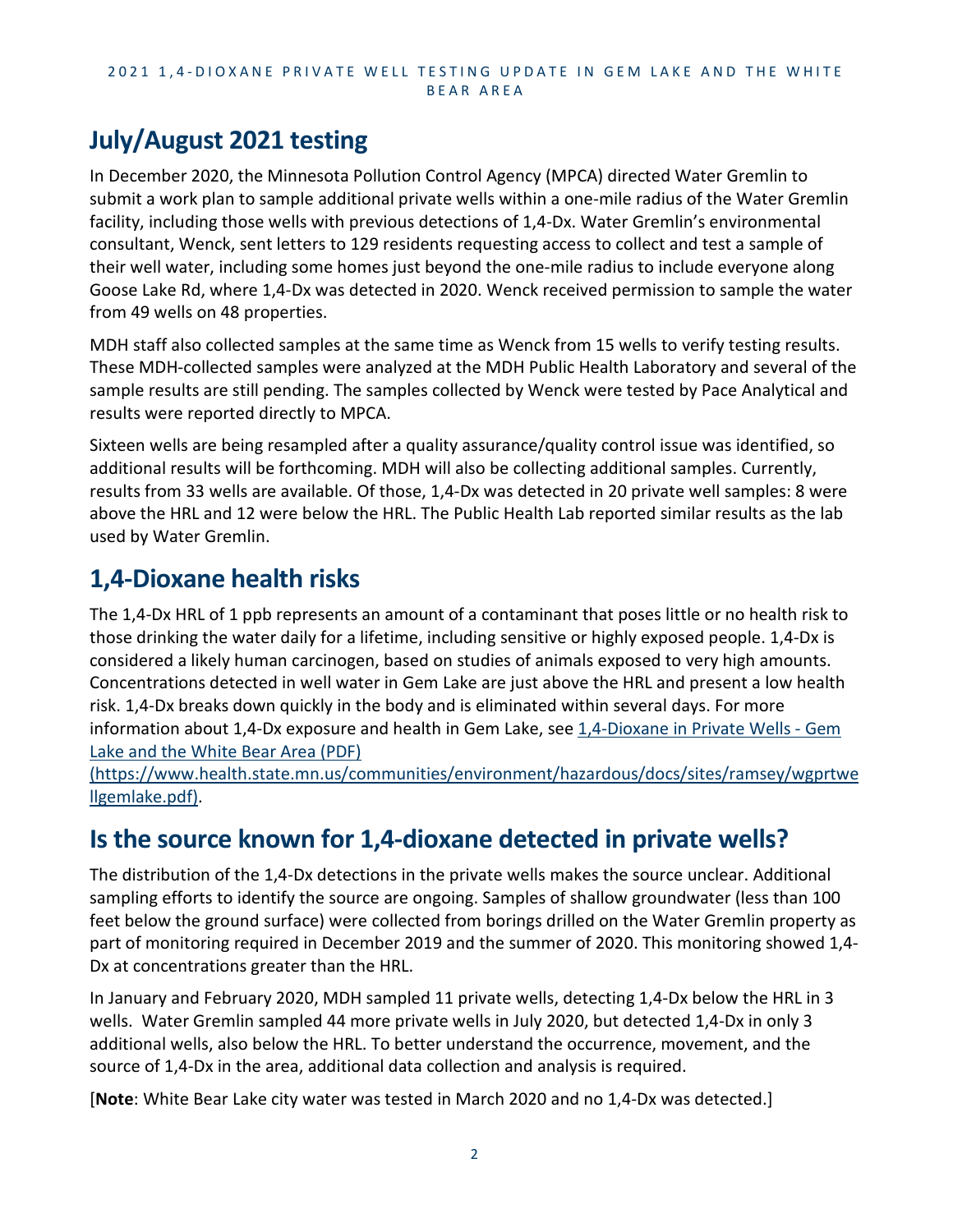## July/August 2021 testing

In December 2020, the Minnesota Pollution Control Agency (MPCA) directed Water Gremlin to submit a work plan to sample additional private wells within a one-mile radius of the Water Gremlin facility, including those wells with previous detections of 1,4-Dx. Water Gremlin's environmental consultant, Wenck, sent letters to 129 residents requesting access to collect and test a sample of their well water, including some homes just beyond the one-mile radius to include everyone along Goose Lake Rd, where 1,4-Dx was detected in 2020. Wenck received permission to sample the water from 49 wells on 48 properties.

MDH staff also collected samples at the same time as Wenck from 15 wells to verify testing results. These MDH-collected samples were analyzed at the MDH Public Health Laboratory and several of the sample results are still pending. The samples collected by Wenck were tested by Pace Analytical and results were reported directly to MPCA.

Sixteen wells are being resampled after a quality assurance/quality control issue was identified, so additional results will be forthcoming. MDH will also be collecting additional samples. Currently, results from 33 wells are available. Of those, 1,4-Dx was detected in 20 private well samples: 8 were above the HRL and 12 were below the HRL. The Public Health Lab reported similar results as the lab used by Water Gremlin.

## 1,4-Dioxane health risks

The 1,4-Dx HRL of 1 ppb represents an amount of a contaminant that poses little or no health risk to those drinking the water daily for a lifetime, including sensitive or highly exposed people. 1,4-Dx is considered a likely human carcinogen, based on studies of animals exposed to very high amounts. Concentrations detected in well water in Gem Lake are just above the HRL and present a low health risk. 1,4-Dx breaks down quickly in the body and is eliminated within several days. For more information about 1,4-Dx exposure and health in Gem Lake, see [1,4-Dioxane in Private Wells - Gem Lake and the White Bear Area (PDF) (https://www.health.state.mn.us/communities/environment/hazardous/docs/sites/ramsey/wgprtwellgemlake.pdf)](https://www.health.state.mn.us/communities/environment/hazardous/docs/sites/ramsey/wgprtwellgemlake.pdf).

## Is the source known for 1,4-dioxane detected in private wells?

The distribution of the 1,4-Dx detections in the private wells makes the source unclear. Additional sampling efforts to identify the source are ongoing. Samples of shallow groundwater (less than 100 feet below the ground surface) were collected from borings drilled on the Water Gremlin property as part of monitoring required in December 2019 and the summer of 2020. This monitoring showed 1,4-Dx at concentrations greater than the HRL.

In January and February 2020, MDH sampled 11 private wells, detecting 1,4-Dx below the HRL in 3 wells. Water Gremlin sampled 44 more private wells in July 2020, but detected 1,4-Dx in only 3 additional wells, also below the HRL. To better understand the occurrence, movement, and the source of 1,4-Dx in the area, additional data collection and analysis is required.

[**Note**: White Bear Lake city water was tested in March 2020 and no 1,4-Dx was detected.]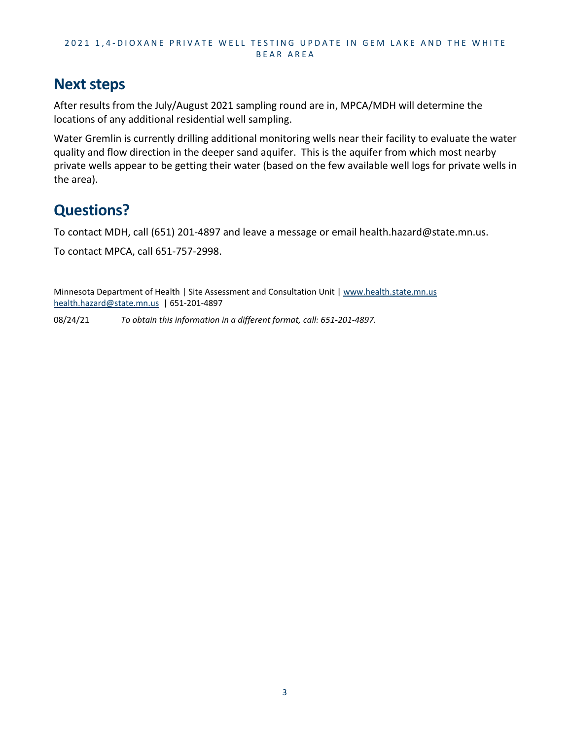## Next steps

After results from the July/August 2021 sampling round are in, MPCA/MDH will determine the locations of any additional residential well sampling.

Water Gremlin is currently drilling additional monitoring wells near their facility to evaluate the water quality and flow direction in the deeper sand aquifer. This is the aquifer from which most nearby private wells appear to be getting their water (based on the few available well logs for private wells in the area).

## Questions?

To contact MDH, call (651) 201-4897 and leave a message or email health.hazard@state.mn.us.

To contact MPCA, call 651-757-2998.

Minnesota Department of Health | Site Assessment and Consultation Unit | [www.health.state.mn.us](www.health.state.mn.us)
[health.hazard@state.mn.us](mailto:health.hazard@state.mn.us) | 651-201-4897

08/24/21 *To obtain this information in a different format, call: 651-201-4897.*